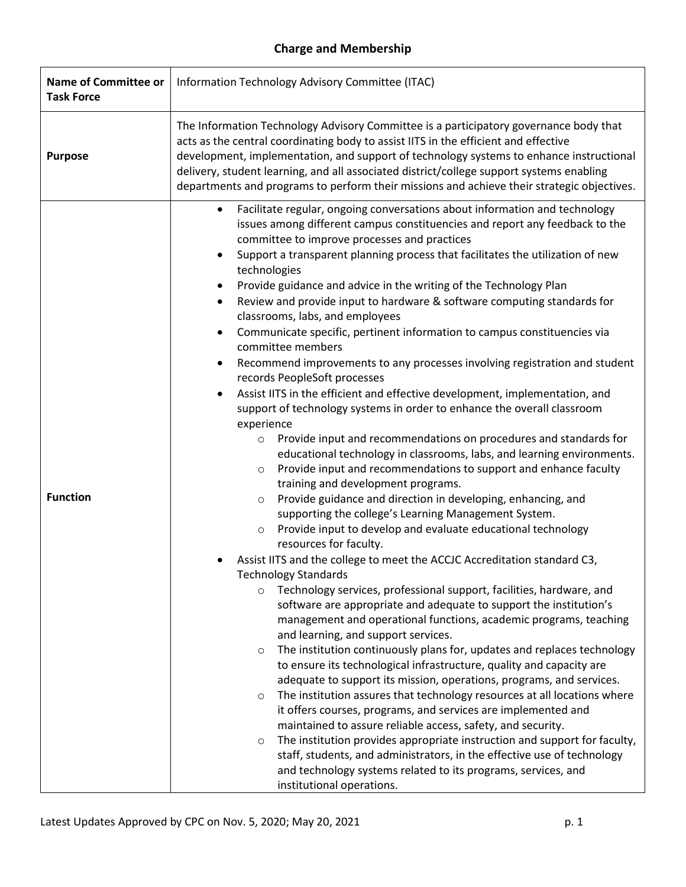## Charge and Membership

| **Name of Committee or Task Force** | Information Technology Advisory Committee (ITAC) |
| --- | --- |
| **Purpose** | The Information Technology Advisory Committee is a participatory governance body that acts as the central coordinating body to assist IITS in the efficient and effective development, implementation, and support of technology systems to enhance instructional delivery, student learning, and all associated district/college support systems enabling departments and programs to perform their missions and achieve their strategic objectives. |
| **Function** | • Facilitate regular, ongoing conversations about information and technology issues among different campus constituencies and report any feedback to the committee to improve processes and practices<br>• Support a transparent planning process that facilitates the utilization of new technologies<br>• Provide guidance and advice in the writing of the Technology Plan<br>• Review and provide input to hardware & software computing standards for classrooms, labs, and employees<br>• Communicate specific, pertinent information to campus constituencies via committee members<br>• Recommend improvements to any processes involving registration and student records PeopleSoft processes<br>• Assist IITS in the efficient and effective development, implementation, and support of technology systems in order to enhance the overall classroom experience<br>&nbsp;&nbsp;&nbsp;&nbsp;○ Provide input and recommendations on procedures and standards for educational technology in classrooms, labs, and learning environments.<br>&nbsp;&nbsp;&nbsp;&nbsp;○ Provide input and recommendations to support and enhance faculty training and development programs.<br>&nbsp;&nbsp;&nbsp;&nbsp;○ Provide guidance and direction in developing, enhancing, and supporting the college's Learning Management System.<br>&nbsp;&nbsp;&nbsp;&nbsp;○ Provide input to develop and evaluate educational technology resources for faculty.<br>• Assist IITS and the college to meet the ACCJC Accreditation standard C3, Technology Standards<br>&nbsp;&nbsp;&nbsp;&nbsp;○ Technology services, professional support, facilities, hardware, and software are appropriate and adequate to support the institution's management and operational functions, academic programs, teaching and learning, and support services.<br>&nbsp;&nbsp;&nbsp;&nbsp;○ The institution continuously plans for, updates and replaces technology to ensure its technological infrastructure, quality and capacity are adequate to support its mission, operations, programs, and services.<br>&nbsp;&nbsp;&nbsp;&nbsp;○ The institution assures that technology resources at all locations where it offers courses, programs, and services are implemented and maintained to assure reliable access, safety, and security.<br>&nbsp;&nbsp;&nbsp;&nbsp;○ The institution provides appropriate instruction and support for faculty, staff, students, and administrators, in the effective use of technology and technology systems related to its programs, services, and institutional operations. |

Latest Updates Approved by CPC on Nov. 5, 2020; May 20, 2021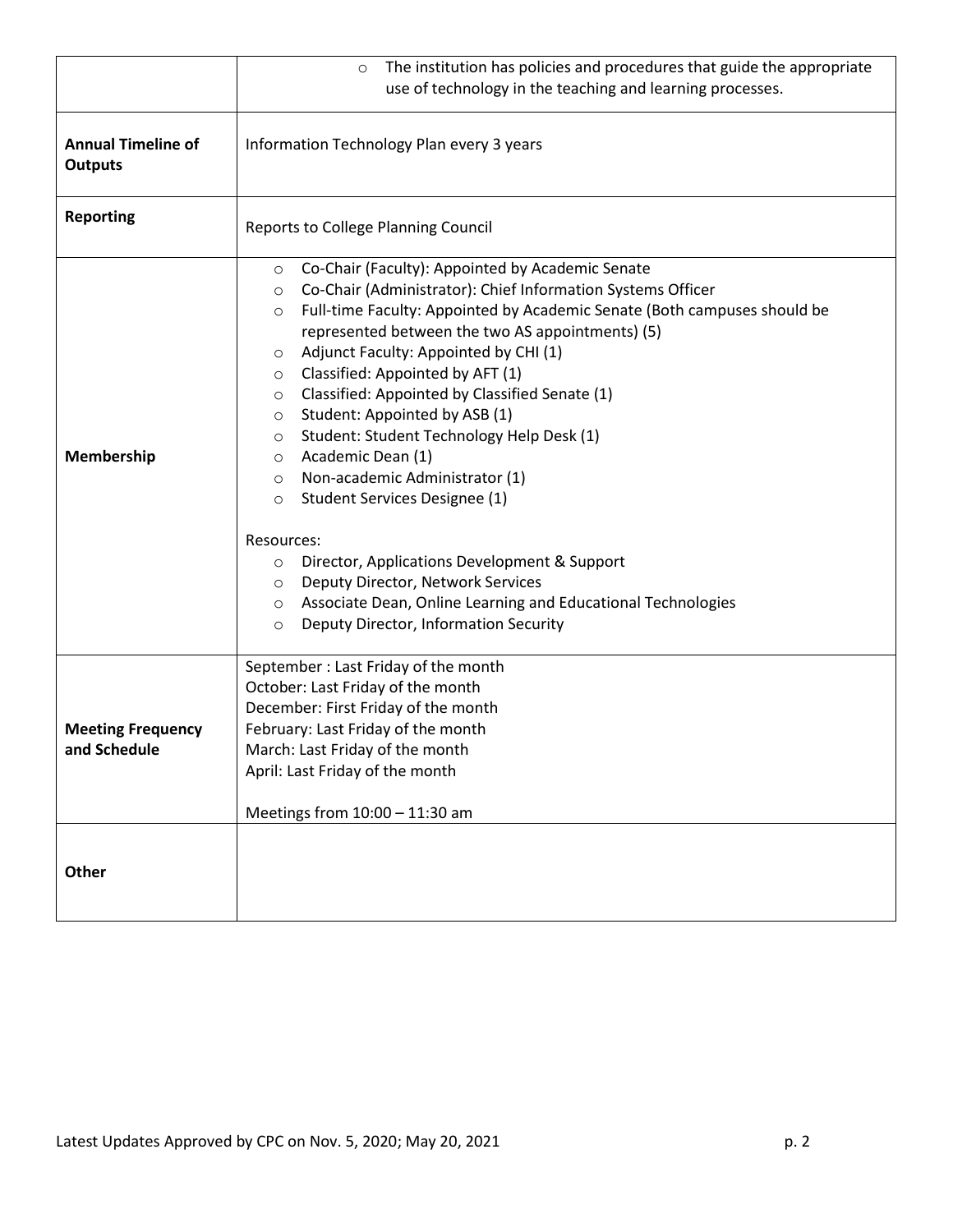| | |
|---|---|
| | ○ The institution has policies and procedures that guide the appropriate use of technology in the teaching and learning processes. |
| **Annual Timeline of Outputs** | Information Technology Plan every 3 years |
| **Reporting** | Reports to College Planning Council |
| **Membership** | ○ Co-Chair (Faculty): Appointed by Academic Senate<br>○ Co-Chair (Administrator): Chief Information Systems Officer<br>○ Full-time Faculty: Appointed by Academic Senate (Both campuses should be represented between the two AS appointments) (5)<br>○ Adjunct Faculty: Appointed by CHI (1)<br>○ Classified: Appointed by AFT (1)<br>○ Classified: Appointed by Classified Senate (1)<br>○ Student: Appointed by ASB (1)<br>○ Student: Student Technology Help Desk (1)<br>○ Academic Dean (1)<br>○ Non-academic Administrator (1)<br>○ Student Services Designee (1)<br><br>Resources:<br>○ Director, Applications Development & Support<br>○ Deputy Director, Network Services<br>○ Associate Dean, Online Learning and Educational Technologies<br>○ Deputy Director, Information Security |
| **Meeting Frequency and Schedule** | September : Last Friday of the month<br>October: Last Friday of the month<br>December: First Friday of the month<br>February: Last Friday of the month<br>March: Last Friday of the month<br>April: Last Friday of the month<br><br>Meetings from 10:00 – 11:30 am |
| **Other** | |

Latest Updates Approved by CPC on Nov. 5, 2020; May 20, 2021